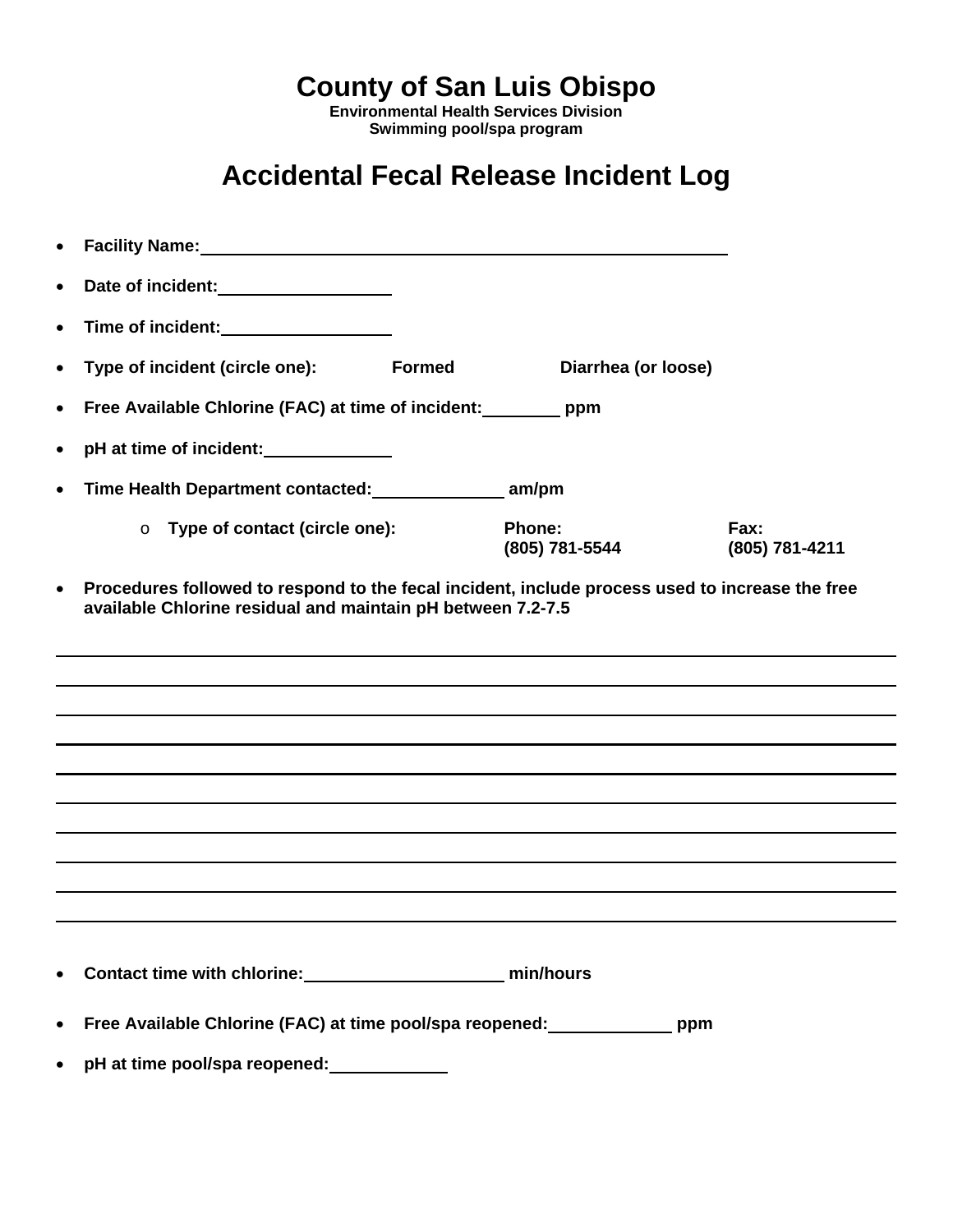# County of San Luis Obispo

**Environmental Health Services Division**
**Swimming pool/spa program**

## Accidental Fecal Release Incident Log

- **Facility Name:** ______________________________________________
- **Date of incident:** ________________
- **Time of incident:** ________________
- **Type of incident (circle one):** **Formed** **Diarrhea (or loose)**
- **Free Available Chlorine (FAC) at time of incident:** ________ **ppm**
- **pH at time of incident:** ____________
- **Time Health Department contacted:** ____________ **am/pm**
  - **Type of contact (circle one):** **Phone: (805) 781-5544** **Fax: (805) 781-4211**
- **Procedures followed to respond to the fecal incident, include process used to increase the free available Chlorine residual and maintain pH between 7.2-7.5**

________________________________________________________________________________

________________________________________________________________________________

________________________________________________________________________________

________________________________________________________________________________

________________________________________________________________________________

________________________________________________________________________________

________________________________________________________________________________

________________________________________________________________________________

________________________________________________________________________________

________________________________________________________________________________

- **Contact time with chlorine:** ____________________ **min/hours**
- **Free Available Chlorine (FAC) at time pool/spa reopened:** ____________ **ppm**
- **pH at time pool/spa reopened:** ____________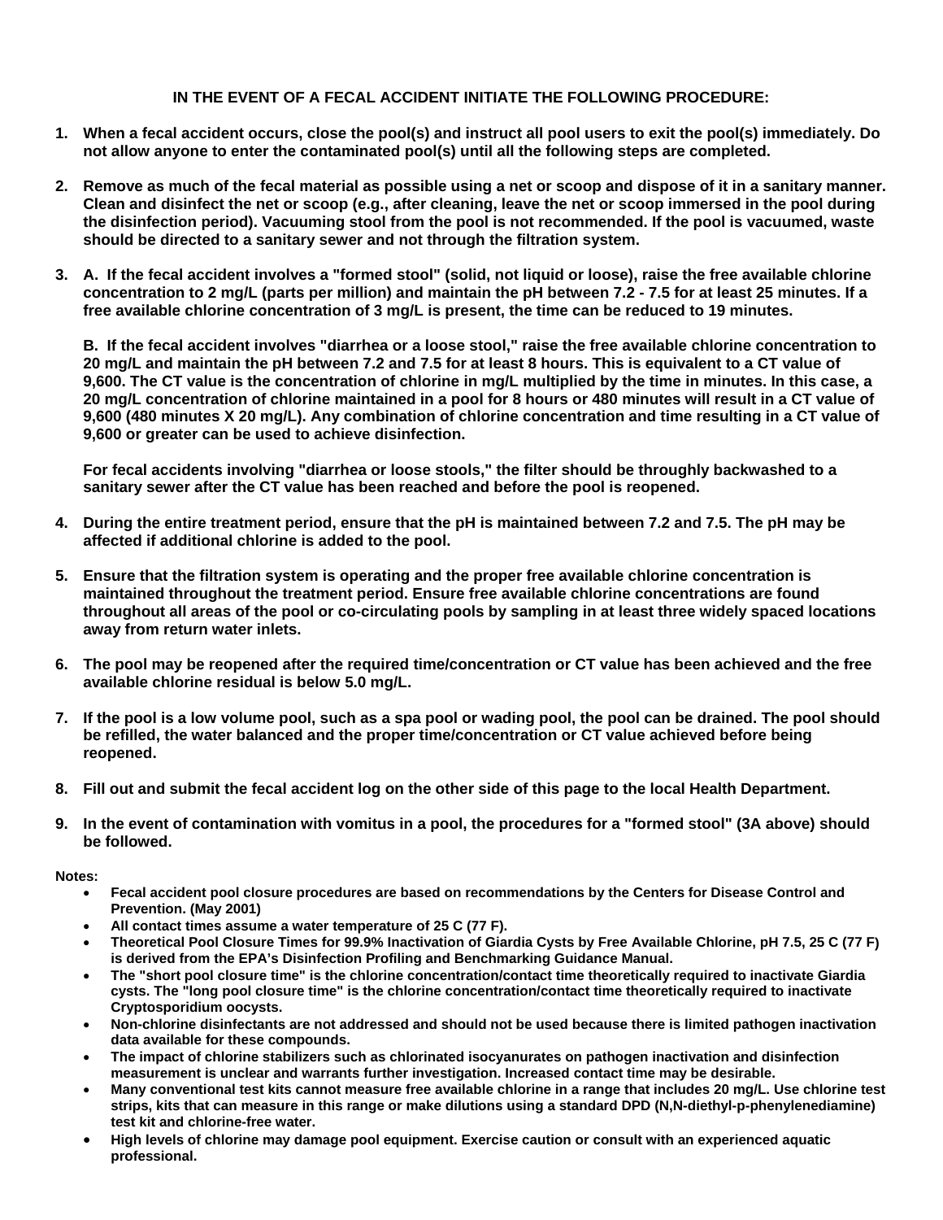**IN THE EVENT OF A FECAL ACCIDENT INITIATE THE FOLLOWING PROCEDURE:**

1. **When a fecal accident occurs, close the pool(s) and instruct all pool users to exit the pool(s) immediately. Do not allow anyone to enter the contaminated pool(s) until all the following steps are completed.**

2. **Remove as much of the fecal material as possible using a net or scoop and dispose of it in a sanitary manner. Clean and disinfect the net or scoop (e.g., after cleaning, leave the net or scoop immersed in the pool during the disinfection period). Vacuuming stool from the pool is not recommended. If the pool is vacuumed, waste should be directed to a sanitary sewer and not through the filtration system.**

3. **A. If the fecal accident involves a "formed stool" (solid, not liquid or loose), raise the free available chlorine concentration to 2 mg/L (parts per million) and maintain the pH between 7.2 - 7.5 for at least 25 minutes. If a free available chlorine concentration of 3 mg/L is present, the time can be reduced to 19 minutes.**

   **B. If the fecal accident involves "diarrhea or a loose stool," raise the free available chlorine concentration to 20 mg/L and maintain the pH between 7.2 and 7.5 for at least 8 hours. This is equivalent to a CT value of 9,600. The CT value is the concentration of chlorine in mg/L multiplied by the time in minutes. In this case, a 20 mg/L concentration of chlorine maintained in a pool for 8 hours or 480 minutes will result in a CT value of 9,600 (480 minutes X 20 mg/L). Any combination of chlorine concentration and time resulting in a CT value of 9,600 or greater can be used to achieve disinfection.**

   **For fecal accidents involving "diarrhea or loose stools," the filter should be throughly backwashed to a sanitary sewer after the CT value has been reached and before the pool is reopened.**

4. **During the entire treatment period, ensure that the pH is maintained between 7.2 and 7.5. The pH may be affected if additional chlorine is added to the pool.**

5. **Ensure that the filtration system is operating and the proper free available chlorine concentration is maintained throughout the treatment period. Ensure free available chlorine concentrations are found throughout all areas of the pool or co-circulating pools by sampling in at least three widely spaced locations away from return water inlets.**

6. **The pool may be reopened after the required time/concentration or CT value has been achieved and the free available chlorine residual is below 5.0 mg/L.**

7. **If the pool is a low volume pool, such as a spa pool or wading pool, the pool can be drained. The pool should be refilled, the water balanced and the proper time/concentration or CT value achieved before being reopened.**

8. **Fill out and submit the fecal accident log on the other side of this page to the local Health Department.**

9. **In the event of contamination with vomitus in a pool, the procedures for a "formed stool" (3A above) should be followed.**

**Notes:**

- **Fecal accident pool closure procedures are based on recommendations by the Centers for Disease Control and Prevention. (May 2001)**
- **All contact times assume a water temperature of 25 C (77 F).**
- **Theoretical Pool Closure Times for 99.9% Inactivation of Giardia Cysts by Free Available Chlorine, pH 7.5, 25 C (77 F) is derived from the EPA's Disinfection Profiling and Benchmarking Guidance Manual.**
- **The "short pool closure time" is the chlorine concentration/contact time theoretically required to inactivate Giardia cysts. The "long pool closure time" is the chlorine concentration/contact time theoretically required to inactivate Cryptosporidium oocysts.**
- **Non-chlorine disinfectants are not addressed and should not be used because there is limited pathogen inactivation data available for these compounds.**
- **The impact of chlorine stabilizers such as chlorinated isocyanurates on pathogen inactivation and disinfection measurement is unclear and warrants further investigation. Increased contact time may be desirable.**
- **Many conventional test kits cannot measure free available chlorine in a range that includes 20 mg/L. Use chlorine test strips, kits that can measure in this range or make dilutions using a standard DPD (N,N-diethyl-p-phenylenediamine) test kit and chlorine-free water.**
- **High levels of chlorine may damage pool equipment. Exercise caution or consult with an experienced aquatic professional.**